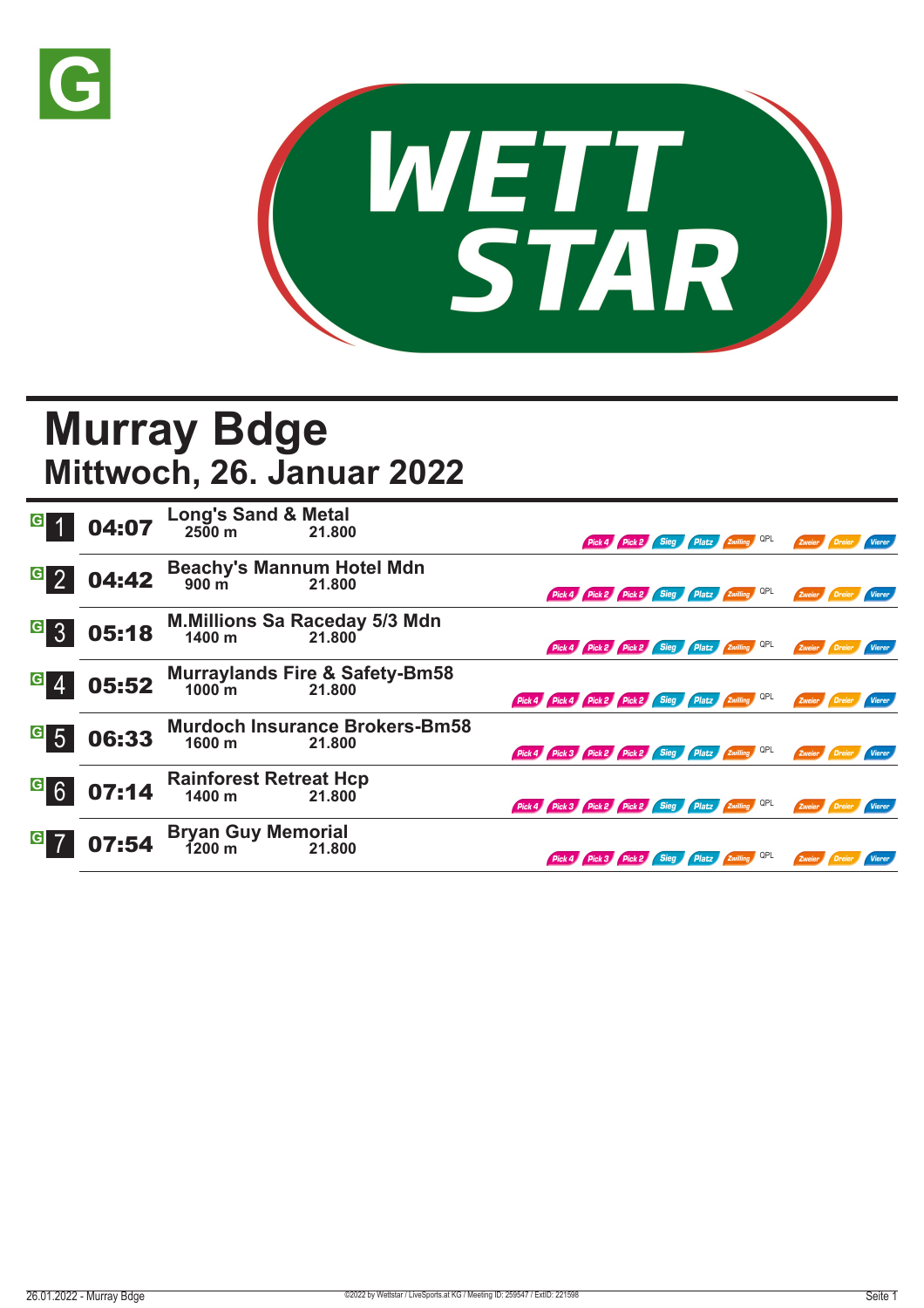# Murray Bdge

## Mittwoch, 26. Januar 2022

| Rennen | Zeit | Rennen / Distanz | Preisgeld | Wettarten |
|---|---|---|---|---|
| 1 | 04:07 | **Long's Sand & Metal** 2500 m | 21.800 | Pick 4, Pick 2, Sieg, Platz, Zwilling, QPL, Zweier, Dreier, Vierer |
| 2 | 04:42 | **Beachy's Mannum Hotel Mdn** 900 m | 21.800 | Pick 4, Pick 2, Pick 2, Sieg, Platz, Zwilling, QPL, Zweier, Dreier, Vierer |
| 3 | 05:18 | **M.Millions Sa Raceday 5/3 Mdn** 1400 m | 21.800 | Pick 4, Pick 2, Pick 2, Sieg, Platz, Zwilling, QPL, Zweier, Dreier, Vierer |
| 4 | 05:52 | **Murraylands Fire & Safety-Bm58** 1000 m | 21.800 | Pick 4, Pick 4, Pick 2, Pick 2, Sieg, Platz, Zwilling, QPL, Zweier, Dreier, Vierer |
| 5 | 06:33 | **Murdoch Insurance Brokers-Bm58** 1600 m | 21.800 | Pick 4, Pick 3, Pick 2, Pick 2, Sieg, Platz, Zwilling, QPL, Zweier, Dreier, Vierer |
| 6 | 07:14 | **Rainforest Retreat Hcp** 1400 m | 21.800 | Pick 4, Pick 3, Pick 2, Pick 2, Sieg, Platz, Zwilling, QPL, Zweier, Dreier, Vierer |
| 7 | 07:54 | **Bryan Guy Memorial** 1200 m | 21.800 | Pick 4, Pick 3, Pick 2, Sieg, Platz, Zwilling, QPL, Zweier, Dreier, Vierer |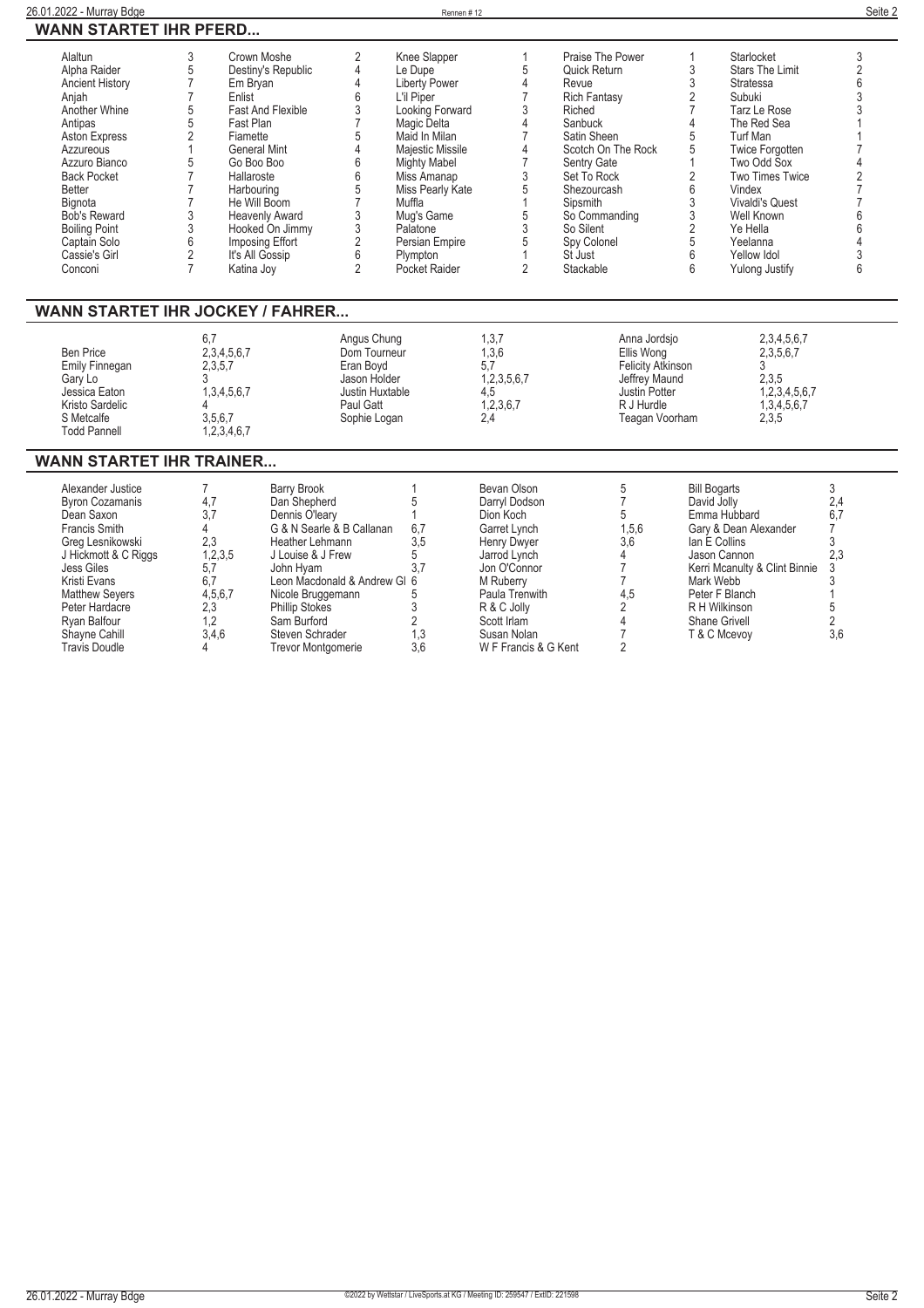## WANN STARTET IHR PFERD...

| Pferd | Rennen | Pferd | Rennen | Pferd | Rennen | Pferd | Rennen | Pferd | Rennen |
|---|---|---|---|---|---|---|---|---|---|
| Alaltun | 3 | Crown Moshe | 2 | Knee Slapper | 1 | Praise The Power | 1 | Starlocket | 3 |
| Alpha Raider | 5 | Destiny's Republic | 4 | Le Dupe | 5 | Quick Return | 3 | Stars The Limit | 2 |
| Ancient History | 7 | Em Bryan | 4 | Liberty Power | 4 | Revue | 3 | Stratessa | 6 |
| Anjah | 7 | Enlist | 6 | L'il Piper | 7 | Rich Fantasy | 2 | Subuki | 3 |
| Another Whine | 5 | Fast And Flexible | 3 | Looking Forward | 3 | Riched | 7 | Tarz Le Rose | 3 |
| Antipas | 5 | Fast Plan | 7 | Magic Delta | 4 | Sanbuck | 4 | The Red Sea | 1 |
| Aston Express | 2 | Fiamette | 5 | Maid In Milan | 7 | Satin Sheen | 5 | Turf Man | 1 |
| Azzureous | 1 | General Mint | 4 | Majestic Missile | 4 | Scotch On The Rock | 5 | Twice Forgotten | 7 |
| Azzurro Bianco | 5 | Go Boo Boo | 6 | Mighty Mabel | 7 | Sentry Gate | 1 | Two Odd Sox | 4 |
| Back Pocket | 7 | Hallaroste | 6 | Miss Amanap | 3 | Set To Rock | 2 | Two Times Twice | 2 |
| Better | 7 | Harbouring | 5 | Miss Pearly Kate | 5 | Shezourcash | 6 | Vindex | 7 |
| Bignota | 7 | He Will Boom | 7 | Muffla | 1 | Sipsmith | 3 | Vivaldi's Quest | 7 |
| Bob's Reward | 3 | Heavenly Award | 3 | Mug's Game | 5 | So Commanding | 3 | Well Known | 6 |
| Boiling Point | 3 | Hooked On Jimmy | 3 | Palatone | 3 | So Silent | 2 | Ye Hella | 6 |
| Captain Solo | 6 | Imposing Effort | 2 | Persian Empire | 5 | Spy Colonel | 5 | Yeelanna | 4 |
| Cassie's Girl | 2 | It's All Gossip | 6 | Plympton | 1 | St Just | 6 | Yellow Idol | 3 |
| Conconi | 7 | Katina Joy | 2 | Pocket Raider | 2 | Stackable | 6 | Yulong Justify | 6 |

## WANN STARTET IHR JOCKEY / FAHRER...

| Jockey / Fahrer | Rennen | Jockey / Fahrer | Rennen | Jockey / Fahrer | Rennen |
|---|---|---|---|---|---|
|  | 6,7 | Angus Chung | 1,3,7 | Anna Jordsjo | 2,3,4,5,6,7 |
| Ben Price | 2,3,4,5,6,7 | Dom Tourneur | 1,3,6 | Ellis Wong | 2,3,5,6,7 |
| Emily Finnegan | 2,3,5,7 | Eran Boyd | 5,7 | Felicity Atkinson | 3 |
| Gary Lo | 3 | Jason Holder | 1,2,3,5,6,7 | Jeffrey Maund | 2,3,5 |
| Jessica Eaton | 1,3,4,5,6,7 | Justin Huxtable | 4,5 | Justin Potter | 1,2,3,4,5,6,7 |
| Kristo Sardelic | 4 | Paul Gatt | 1,2,3,6,7 | R J Hurdle | 1,3,4,5,6,7 |
| S Metcalfe | 3,5,6,7 | Sophie Logan | 2,4 | Teagan Voorham | 2,3,5 |
| Todd Pannell | 1,2,3,4,6,7 |  |  |  |  |

## WANN STARTET IHR TRAINER...

| Trainer | Rennen | Trainer | Rennen | Trainer | Rennen | Trainer | Rennen |
|---|---|---|---|---|---|---|---|
| Alexander Justice | 7 | Barry Brook | 1 | Bevan Olson | 5 | Bill Bogarts | 3 |
| Byron Cozamanis | 4,7 | Dan Shepherd | 5 | Darryl Dodson | 7 | David Jolly | 2,4 |
| Dean Saxon | 3,7 | Dennis O'leary | 1 | Dion Koch | 5 | Emma Hubbard | 6,7 |
| Francis Smith | 4 | G & N Searle & B Callanan | 6,7 | Garret Lynch | 1,5,6 | Gary & Dean Alexander | 7 |
| Greg Lesnikowski | 2,3 | Heather Lehmann | 3,5 | Henry Dwyer | 3,6 | Ian E Collins | 3 |
| J Hickmott & C Riggs | 1,2,3,5 | J Louise & J Frew | 5 | Jarrod Lynch | 4 | Jason Cannon | 2,3 |
| Jess Giles | 5,7 | John Hyam | 3,7 | Jon O'Connor | 7 | Kerri Mcanulty & Clint Binnie | 3 |
| Kristi Evans | 6,7 | Leon Macdonald & Andrew Gl | 6 | M Ruberry | 7 | Mark Webb | 3 |
| Matthew Seyers | 4,5,6,7 | Nicole Bruggemann | 5 | Paula Trenwith | 4,5 | Peter F Blanch | 1 |
| Peter Hardacre | 2,3 | Phillip Stokes | 3 | R & C Jolly | 2 | R H Wilkinson | 5 |
| Ryan Balfour | 1,2 | Sam Burford | 2 | Scott Irlam | 4 | Shane Grivell | 2 |
| Shayne Cahill | 3,4,6 | Steven Schrader | 1,3 | Susan Nolan | 7 | T & C Mcevoy | 3,6 |
| Travis Doudle | 4 | Trevor Montgomerie | 3,6 | W F Francis & G Kent | 2 |  |  |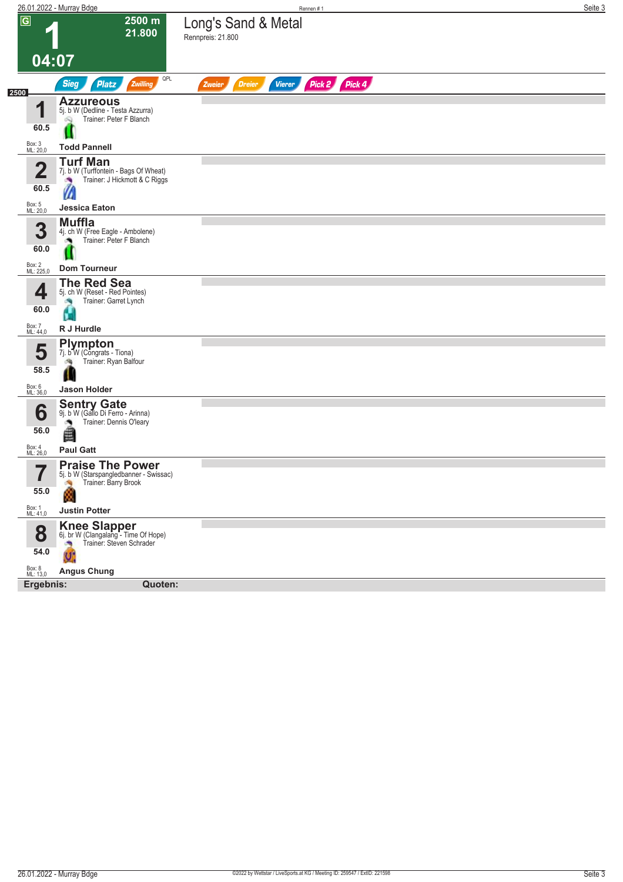# 1

**2500 m**
**21.800**

**04:07**

## Long's Sand & Metal

Rennpreis: 21.800

Sieg | Platz | Zwilling | QPL | Zweier | Dreier | Vierer | Pick 2 | Pick 4

**2500**

| Nr. | Pferd | Box / ML |
|---|---|---|
| **1** (60.5) | **Azzureous** 5j. b W (Dedline - Testa Azzurra) Trainer: Peter F Blanch — **Todd Pannell** | Box: 3 ML: 20,0 |
| **2** (60.5) | **Turf Man** 7j. b W (Turffontein - Bags Of Wheat) Trainer: J Hickmott & C Riggs — **Jessica Eaton** | Box: 5 ML: 20,0 |
| **3** (60.0) | **Muffla** 4j. ch W (Free Eagle - Ambolene) Trainer: Peter F Blanch — **Dom Tourneur** | Box: 2 ML: 225,0 |
| **4** (60.0) | **The Red Sea** 5j. ch W (Reset - Red Pointes) Trainer: Garret Lynch — **R J Hurdle** | Box: 7 ML: 44,0 |
| **5** (58.5) | **Plympton** 7j. b W (Congrats - Tiona) Trainer: Ryan Balfour — **Jason Holder** | Box: 6 ML: 36,0 |
| **6** (56.0) | **Sentry Gate** 9j. b W (Gallo Di Ferro - Arinna) Trainer: Dennis O'leary — **Paul Gatt** | Box: 4 ML: 26,0 |
| **7** (55.0) | **Praise The Power** 5j. b W (Starspangledbanner - Swissac) Trainer: Barry Brook — **Justin Potter** | Box: 1 ML: 41,0 |
| **8** (54.0) | **Knee Slapper** 6j. br W (Clangalang - Time Of Hope) Trainer: Steven Schrader — **Angus Chung** | Box: 8 ML: 13,0 |

**Ergebnis:** **Quoten:**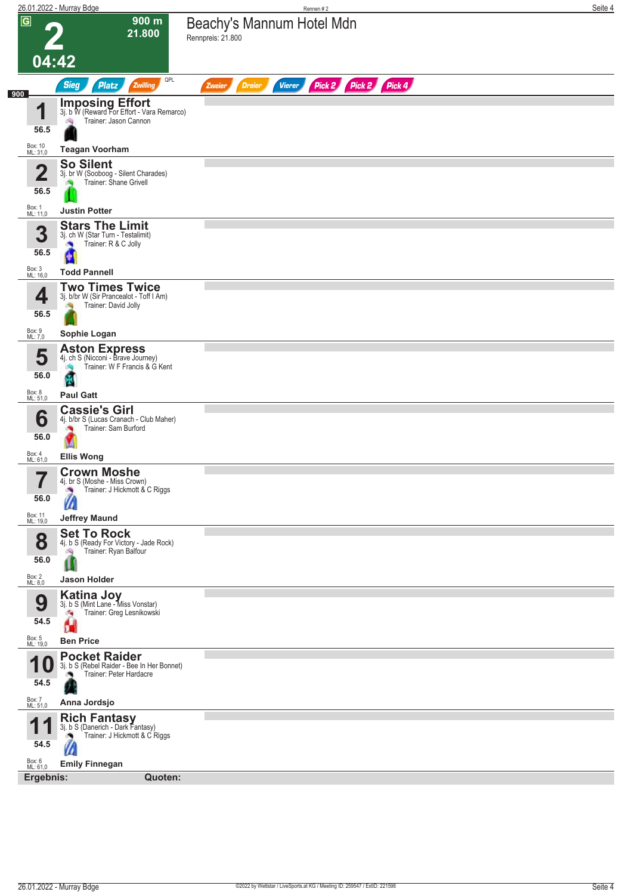# 2 — 04:42

**900 m** — **21.800**

## Beachy's Mannum Hotel Mdn

Rennpreis: 21.800

Sieg | Platz | Zwilling | QPL | Zweier | Dreier | Vierer | Pick 2 | Pick 2 | Pick 4

900

| Nr. | Gewicht | Pferd | Abstammung | Trainer | Jockey | Box | ML |
|---|---|---|---|---|---|---|---|
| 1 | 56.5 | **Imposing Effort** | 3j. b W (Reward For Effort - Vara Remarco) | Jason Cannon | Teagan Voorham | 10 | 31,0 |
| 2 | 56.5 | **So Silent** | 3j. br W (Sooboog - Silent Charades) | Shane Grivell | Justin Potter | 1 | 11,0 |
| 3 | 56.5 | **Stars The Limit** | 3j. ch W (Star Turn - Testalimit) | R & C Jolly | Todd Pannell | 3 | 16,0 |
| 4 | 56.5 | **Two Times Twice** | 3j. b/br W (Sir Prancealot - Toff I Am) | David Jolly | Sophie Logan | 9 | 7,0 |
| 5 | 56.0 | **Aston Express** | 4j. ch S (Nicconi - Brave Journey) | W F Francis & G Kent | Paul Gatt | 8 | 51,0 |
| 6 | 56.0 | **Cassie's Girl** | 4j. b/br S (Lucas Cranach - Club Maher) | Sam Burford | Ellis Wong | 4 | 61,0 |
| 7 | 56.0 | **Crown Moshe** | 4j. br S (Moshe - Miss Crown) | J Hickmott & C Riggs | Jeffrey Maund | 11 | 19,0 |
| 8 | 56.0 | **Set To Rock** | 4j. b S (Ready For Victory - Jade Rock) | Ryan Balfour | Jason Holder | 2 | 8,0 |
| 9 | 54.5 | **Katina Joy** | 3j. b S (Mint Lane - Miss Vonstar) | Greg Lesnikowski | Ben Price | 5 | 19,0 |
| 10 | 54.5 | **Pocket Raider** | 3j. b S (Rebel Raider - Bee In Her Bonnet) | Peter Hardacre | Anna Jordsjo | 7 | 51,0 |
| 11 | 54.5 | **Rich Fantasy** | 3j. b S (Danerich - Dark Fantasy) | J Hickmott & C Riggs | Emily Finnegan | 6 | 61,0 |

**Ergebnis:** **Quoten:**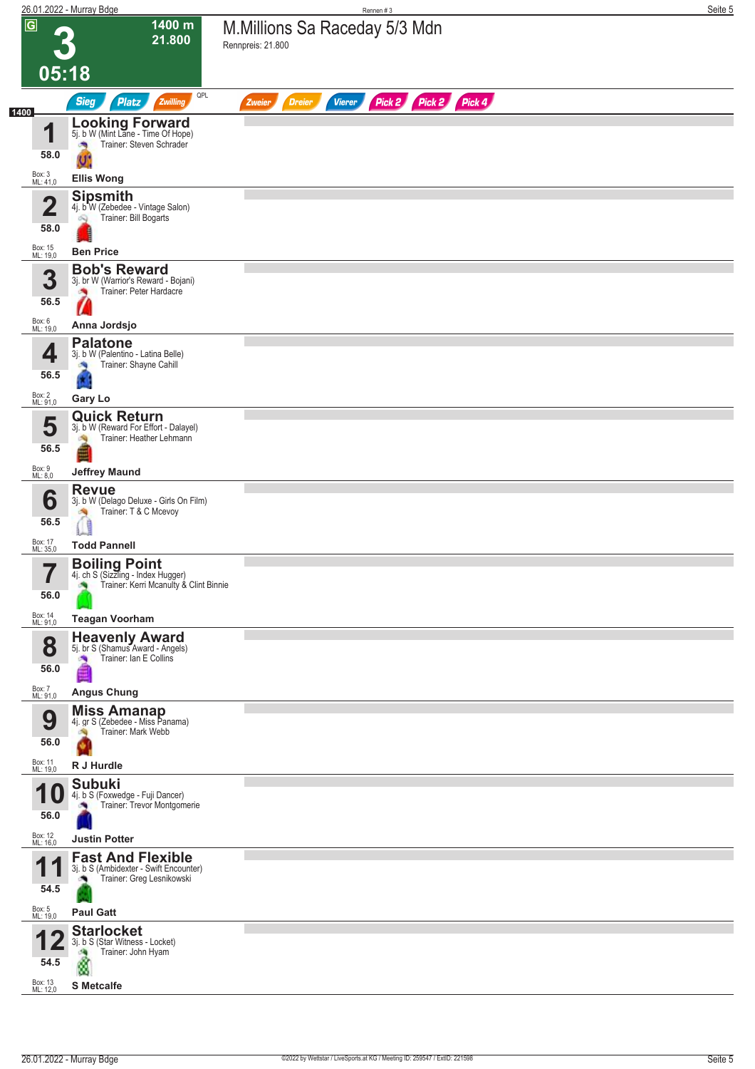# 3 — M.Millions Sa Raceday 5/3 Mdn

**1400 m** | **21.800** | **05:18** | G

Rennpreis: 21.800

Sieg | Platz | Zwilling | QPL | Zweier | Dreier | Vierer | Pick 2 | Pick 2 | Pick 4

**1400**

| Nr. | Gewicht | Pferd | Abstammung | Trainer | Jockey | Box | ML |
|---|---|---|---|---|---|---|---|
| 1 | 58.0 | **Looking Forward** | 5j. b W (Mint Lane - Time Of Hope) | Steven Schrader | Ellis Wong | 3 | 41,0 |
| 2 | 58.0 | **Sipsmith** | 4j. b W (Zebedee - Vintage Salon) | Bill Bogarts | Ben Price | 15 | 19,0 |
| 3 | 56.5 | **Bob's Reward** | 3j. br W (Warrior's Reward - Bojani) | Peter Hardacre | Anna Jordsjo | 6 | 19,0 |
| 4 | 56.5 | **Palatone** | 3j. b W (Palentino - Latina Belle) | Shayne Cahill | Gary Lo | 2 | 91,0 |
| 5 | 56.5 | **Quick Return** | 3j. b W (Reward For Effort - Dalayel) | Heather Lehmann | Jeffrey Maund | 9 | 8,0 |
| 6 | 56.5 | **Revue** | 3j. b W (Delago Deluxe - Girls On Film) | T & C Mcevoy | Todd Pannell | 17 | 35,0 |
| 7 | 56.0 | **Boiling Point** | 4j. ch S (Sizzling - Index Hugger) | Kerri Mcanulty & Clint Binnie | Teagan Voorham | 14 | 91,0 |
| 8 | 56.0 | **Heavenly Award** | 5j. br S (Shamus Award - Angels) | Ian E Collins | Angus Chung | 7 | 91,0 |
| 9 | 56.0 | **Miss Amanap** | 4j. gr S (Zebedee - Miss Panama) | Mark Webb | R J Hurdle | 11 | 19,0 |
| 10 | 56.0 | **Subuki** | 4j. b S (Foxwedge - Fuji Dancer) | Trevor Montgomerie | Justin Potter | 12 | 16,0 |
| 11 | 54.5 | **Fast And Flexible** | 3j. b S (Ambidexter - Swift Encounter) | Greg Lesnikowski | Paul Gatt | 5 | 19,0 |
| 12 | 54.5 | **Starlocket** | 3j. b S (Star Witness - Locket) | John Hyam | S Metcalfe | 13 | 12,0 |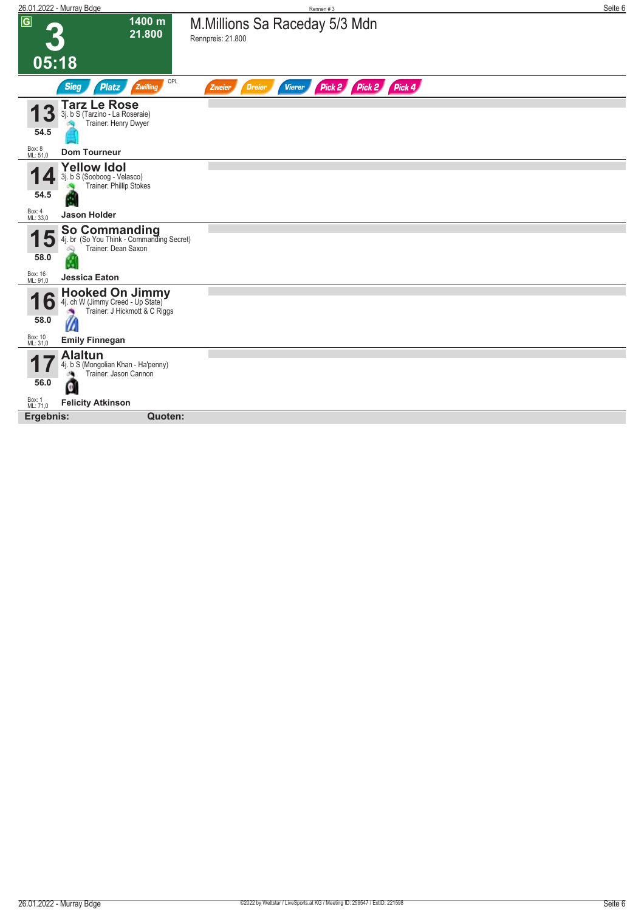**G** **3** **05:18**

**1400 m**
**21.800**

# M.Millions Sa Raceday 5/3 Mdn

Rennpreis: 21.800

Sieg | Platz | Zwilling | QPL | Zweier | Dreier | Vierer | Pick 2 | Pick 2 | Pick 4

## 13 Tarz Le Rose
3j. b S (Tarzino - La Roseraie)
Trainer: Henry Dwyer
54.5
Box: 8
ML: 51,0
**Dom Tourneur**

## 14 Yellow Idol
3j. b S (Sooboog - Velasco)
Trainer: Phillip Stokes
54.5
Box: 4
ML: 33,0
**Jason Holder**

## 15 So Commanding
4j. br (So You Think - Commanding Secret)
Trainer: Dean Saxon
58.0
Box: 16
ML: 91,0
**Jessica Eaton**

## 16 Hooked On Jimmy
4j. ch W (Jimmy Creed - Up State)
Trainer: J Hickmott & C Riggs
58.0
Box: 10
ML: 31,0
**Emily Finnegan**

## 17 Alaltun
4j. b S (Mongolian Khan - Ha'penny)
Trainer: Jason Cannon
56.0
Box: 1
ML: 71,0
**Felicity Atkinson**

**Ergebnis:** **Quoten:**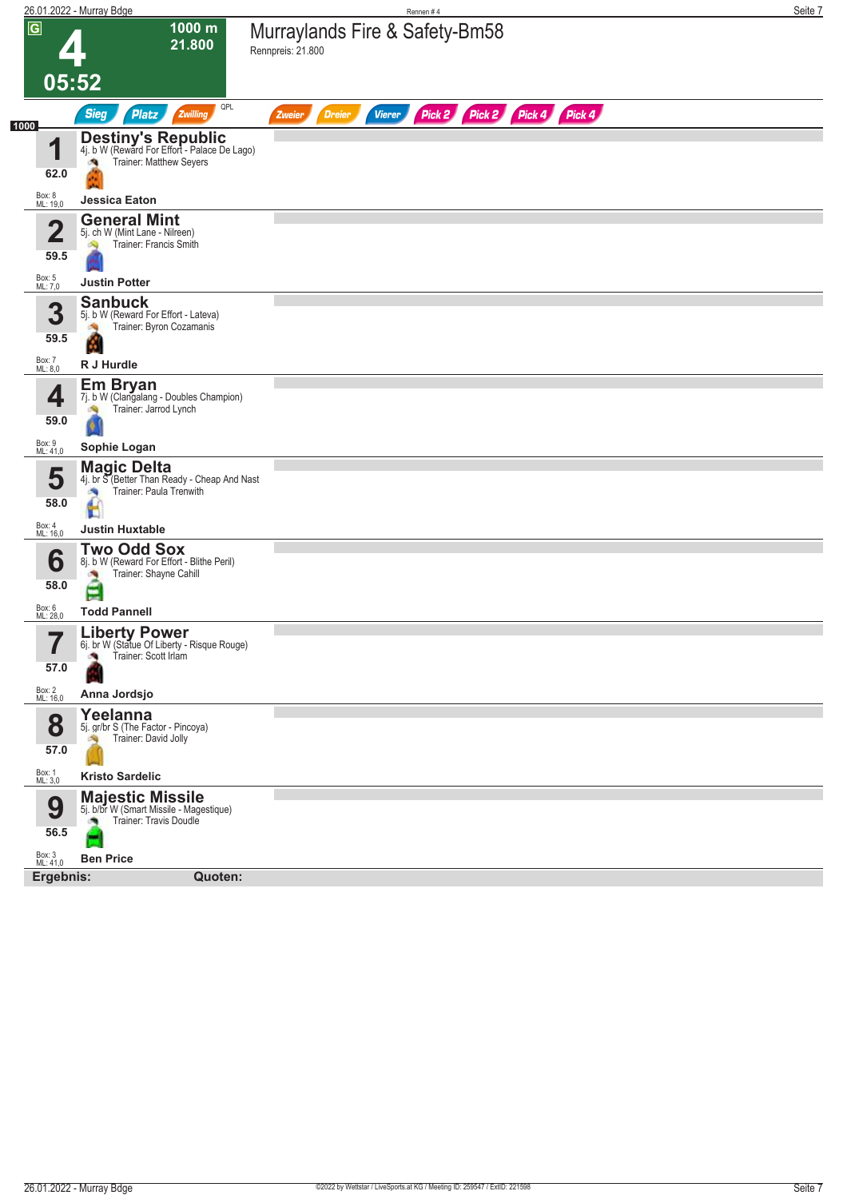# 4

**1000 m**
**21.800**

**05:52**

## Murraylands Fire & Safety-Bm58

Rennpreis: 21.800

Sieg | Platz | Zwilling | QPL | Zweier | Dreier | Vierer | Pick 2 | Pick 2 | Pick 4 | Pick 4

1000

| Nr. | Gewicht | Pferd | Box | ML | Jockey |
|---|---|---|---|---|---|
| 1 | 62.0 | **Destiny's Republic** 4j. b W (Reward For Effort - Palace De Lago) Trainer: Matthew Seyers | 8 | 19,0 | Jessica Eaton |
| 2 | 59.5 | **General Mint** 5j. ch W (Mint Lane - Nilreen) Trainer: Francis Smith | 5 | 7,0 | Justin Potter |
| 3 | 59.5 | **Sanbuck** 5j. b W (Reward For Effort - Lateva) Trainer: Byron Cozamanis | 7 | 8,0 | R J Hurdle |
| 4 | 59.0 | **Em Bryan** 7j. b W (Clangalang - Doubles Champion) Trainer: Jarrod Lynch | 9 | 41,0 | Sophie Logan |
| 5 | 58.0 | **Magic Delta** 4j. br S (Better Than Ready - Cheap And Nast Trainer: Paula Trenwith | 4 | 16,0 | Justin Huxtable |
| 6 | 58.0 | **Two Odd Sox** 8j. b W (Reward For Effort - Blithe Peril) Trainer: Shayne Cahill | 6 | 28,0 | Todd Pannell |
| 7 | 57.0 | **Liberty Power** 6j. br W (Statue Of Liberty - Risque Rouge) Trainer: Scott Irlam | 2 | 16,0 | Anna Jordsjo |
| 8 | 57.0 | **Yeelanna** 5j. gr/br S (The Factor - Pincoya) Trainer: David Jolly | 1 | 3,0 | Kristo Sardelic |
| 9 | 56.5 | **Majestic Missile** 5j. b/br W (Smart Missile - Magestique) Trainer: Travis Doudle | 3 | 41,0 | Ben Price |

**Ergebnis:** **Quoten:**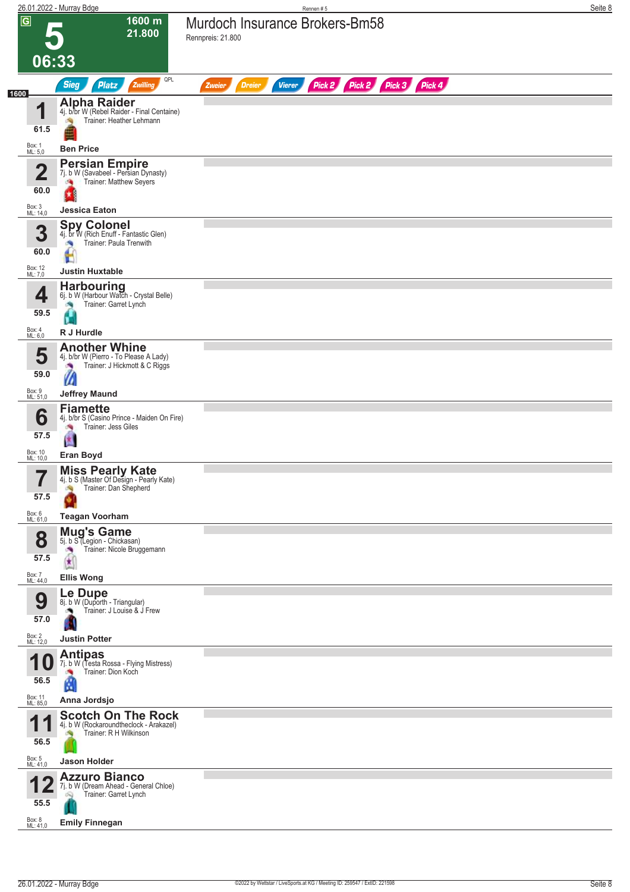# 5 — Murdoch Insurance Brokers-Bm58

**06:33** | 1600 m | 21.800

Rennpreis: 21.800

Sieg | Platz | Zwilling | QPL | Zweier | Dreier | Vierer | Pick 2 | Pick 2 | Pick 3 | Pick 4

1600

| Nr. | Gewicht | Box | ML | Pferd | Details | Trainer | Jockey |
|---|---|---|---|---|---|---|---|
| 1 | 61.5 | 1 | 5,0 | **Alpha Raider** | 4j. b/br W (Rebel Raider - Final Centaine) | Heather Lehmann | Ben Price |
| 2 | 60.0 | 3 | 14,0 | **Persian Empire** | 7j. b W (Savabeel - Persian Dynasty) | Matthew Seyers | Jessica Eaton |
| 3 | 60.0 | 12 | 7,0 | **Spy Colonel** | 4j. br W (Rich Enuff - Fantastic Glen) | Paula Trenwith | Justin Huxtable |
| 4 | 59.5 | 4 | 6,0 | **Harbouring** | 6j. b W (Harbour Watch - Crystal Belle) | Garret Lynch | R J Hurdle |
| 5 | 59.0 | 9 | 51,0 | **Another Whine** | 4j. b/br W (Pierro - To Please A Lady) | J Hickmott & C Riggs | Jeffrey Maund |
| 6 | 57.5 | 10 | 10,0 | **Fiamette** | 4j. b/br S (Casino Prince - Maiden On Fire) | Jess Giles | Eran Boyd |
| 7 | 57.5 | 6 | 61,0 | **Miss Pearly Kate** | 4j. b S (Master Of Design - Pearly Kate) | Dan Shepherd | Teagan Voorham |
| 8 | 57.5 | 7 | 44,0 | **Mug's Game** | 5j. b S (Legion - Chickasan) | Nicole Bruggemann | Ellis Wong |
| 9 | 57.0 | 2 | 12,0 | **Le Dupe** | 8j. b W (Duporth - Triangular) | J Louise & J Frew | Justin Potter |
| 10 | 56.5 | 11 | 85,0 | **Antipas** | 7j. b W (Testa Rossa - Flying Mistress) | Dion Koch | Anna Jordsjo |
| 11 | 56.5 | 5 | 41,0 | **Scotch On The Rock** | 4j. b W (Rockaroundtheclock - Arakazel) | R H Wilkinson | Jason Holder |
| 12 | 55.5 | 8 | 41,0 | **Azzuro Bianco** | 7j. b W (Dream Ahead - General Chloe) | Garret Lynch | Emily Finnegan |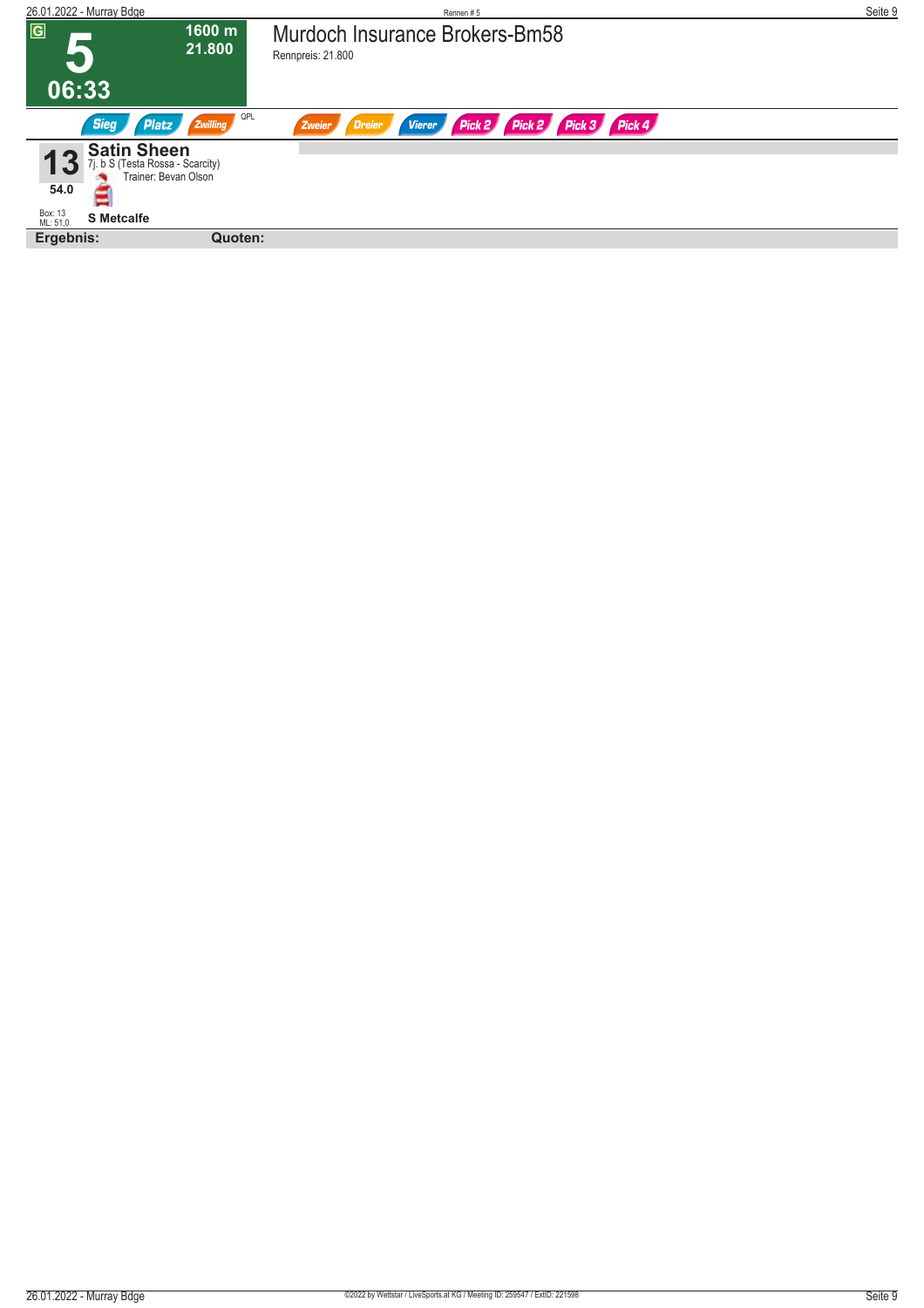**G**

# 5

**06:33**

**1600 m**
**21.800**

## Murdoch Insurance Brokers-Bm58

Rennpreis: 21.800

Sieg | Platz | Zwilling | QPL | Zweier | Dreier | Vierer | Pick 2 | Pick 2 | Pick 3 | Pick 4

**13** **Satin Sheen**
7j. b S (Testa Rossa - Scarcity)
Trainer: Bevan Olson
**54.0**
Box: 13
ML: 51,0
**S Metcalfe**

**Ergebnis:** **Quoten:**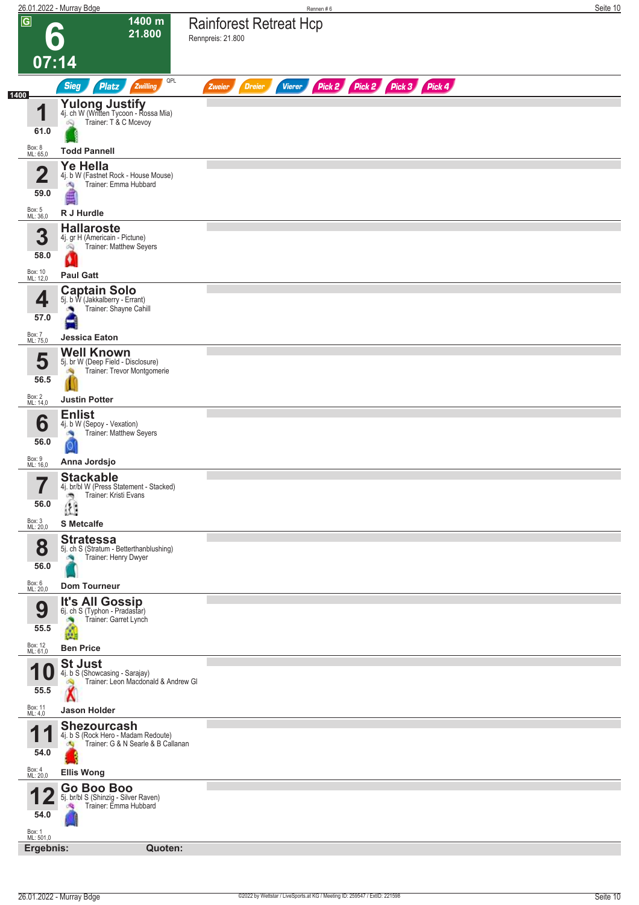# 6 — Rainforest Retreat Hcp

**1400 m** | **21.800** | **07:14**

Rennpreis: 21.800

Sieg | Platz | Zwilling | QPL | Zweier | Dreier | Vierer | Pick 2 | Pick 2 | Pick 3 | Pick 4

**1400**

| Nr. | Gewicht | Pferd | Details | Trainer | Jockey | Box | ML |
|---|---|---|---|---|---|---|---|
| 1 | 61.0 | **Yulong Justify** | 4j. ch W (Written Tycoon - Rossa Mia) | T & C Mcevoy | Todd Pannell | 8 | 65,0 |
| 2 | 59.0 | **Ye Hella** | 4j. b W (Fastnet Rock - House Mouse) | Emma Hubbard | R J Hurdle | 5 | 36,0 |
| 3 | 58.0 | **Hallaroste** | 4j. gr H (Americain - Picture) | Matthew Seyers | Paul Gatt | 10 | 12,0 |
| 4 | 57.0 | **Captain Solo** | 5j. b W (Jakkalberry - Errant) | Shayne Cahill | Jessica Eaton | 7 | 75,0 |
| 5 | 56.5 | **Well Known** | 5j. br W (Deep Field - Disclosure) | Trevor Montgomerie | Justin Potter | 2 | 14,0 |
| 6 | 56.0 | **Enlist** | 4j. b W (Sepoy - Vexation) | Matthew Seyers | Anna Jordsjo | 9 | 16,0 |
| 7 | 56.0 | **Stackable** | 4j. br/bl W (Press Statement - Stacked) | Kristi Evans | S Metcalfe | 3 | 20,0 |
| 8 | 56.0 | **Stratessa** | 5j. ch S (Stratum - Betterthanblushing) | Henry Dwyer | Dom Tourneur | 6 | 20,0 |
| 9 | 55.5 | **It's All Gossip** | 6j. ch S (Typhon - Pradastar) | Garret Lynch | Ben Price | 12 | 61,0 |
| 10 | 55.5 | **St Just** | 4j. b S (Showcasing - Sarajay) | Leon Macdonald & Andrew Gl | Jason Holder | 11 | 4,0 |
| 11 | 54.0 | **Shezourcash** | 4j. b S (Rock Hero - Madam Redoute) | G & N Searle & B Callanan | Ellis Wong | 4 | 20,0 |
| 12 | 54.0 | **Go Boo Boo** | 5j. br/bl S (Shinzig - Silver Raven) | Emma Hubbard | | 1 | 501,0 |

**Ergebnis:** **Quoten:**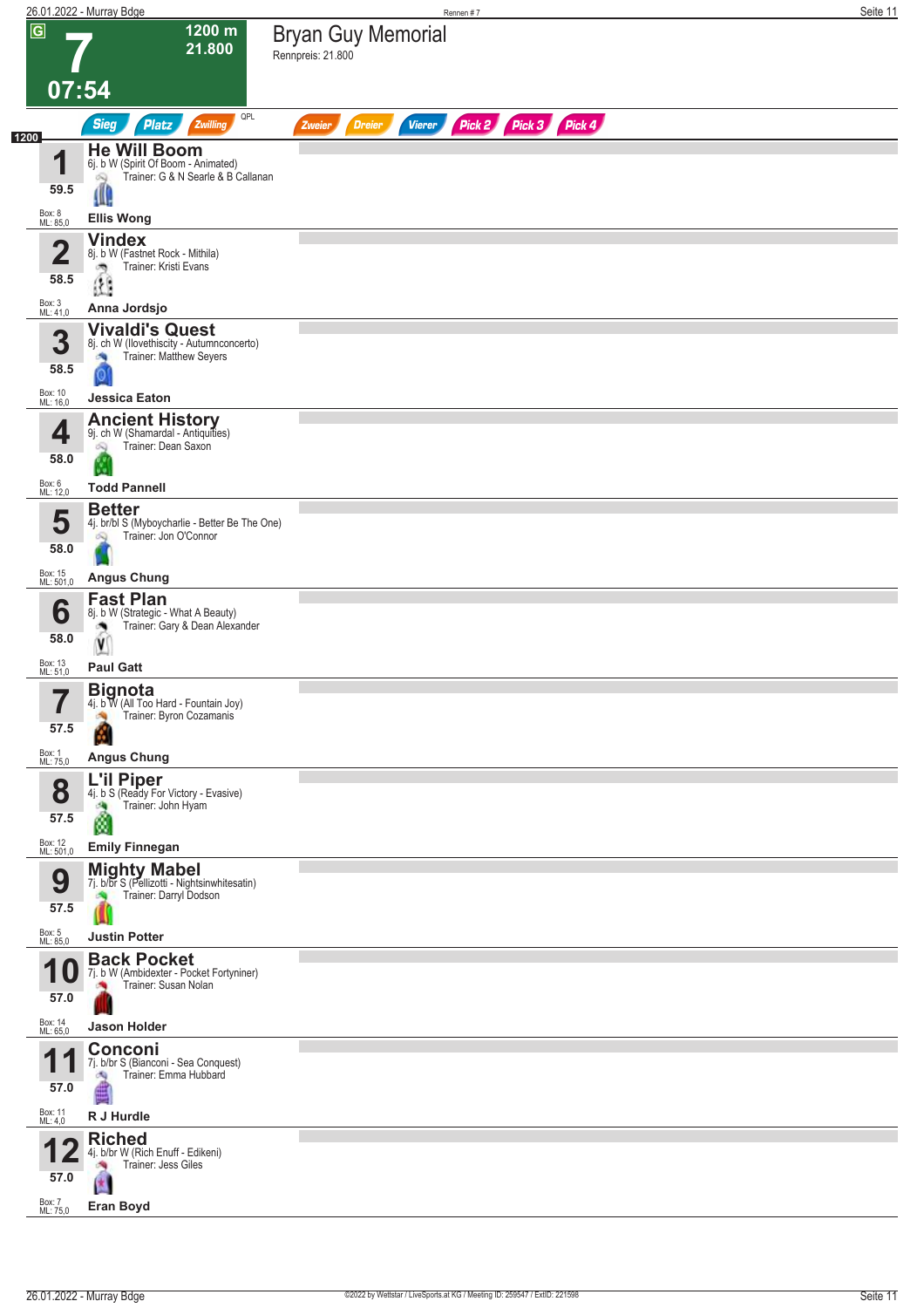# 7

**1200 m**
**21.800**

**07:54**

## Bryan Guy Memorial

Rennpreis: 21.800

Sieg | Platz | Zwilling | QPL | Zweier | Dreier | Vierer | Pick 2 | Pick 3 | Pick 4

**1200**

| Nr. | Gewicht | Pferd | Details | Trainer | Jockey | Box | ML |
|---|---|---|---|---|---|---|---|
| 1 | 59.5 | **He Will Boom** | 6j. b W (Spirit Of Boom - Animated) | G & N Searle & B Callanan | Ellis Wong | 8 | 85,0 |
| 2 | 58.5 | **Vindex** | 8j. b W (Fastnet Rock - Mithila) | Kristi Evans | Anna Jordsjo | 3 | 41,0 |
| 3 | 58.5 | **Vivaldi's Quest** | 8j. ch W (Ilovethiscity - Autumnconcerto) | Matthew Seyers | Jessica Eaton | 10 | 16,0 |
| 4 | 58.0 | **Ancient History** | 9j. ch W (Shamardal - Antiquities) | Dean Saxon | Todd Pannell | 6 | 12,0 |
| 5 | 58.0 | **Better** | 4j. br/bl S (Myboycharlie - Better Be The One) | Jon O'Connor | Angus Chung | 15 | 501,0 |
| 6 | 58.0 | **Fast Plan** | 8j. b W (Strategic - What A Beauty) | Gary & Dean Alexander | Paul Gatt | 13 | 51,0 |
| 7 | 57.5 | **Bignota** | 4j. b W (All Too Hard - Fountain Joy) | Byron Cozamanis | Angus Chung | 1 | 75,0 |
| 8 | 57.5 | **L'il Piper** | 4j. b S (Ready For Victory - Evasive) | John Hyam | Emily Finnegan | 12 | 501,0 |
| 9 | 57.5 | **Mighty Mabel** | 7j. b/br S (Pellizotti - Nightsinwhitesatin) | Darryl Dodson | Justin Potter | 5 | 85,0 |
| 10 | 57.0 | **Back Pocket** | 7j. b W (Ambidexter - Pocket Fortyniner) | Susan Nolan | Jason Holder | 14 | 65,0 |
| 11 | 57.0 | **Conconi** | 7j. b/br S (Bianconi - Sea Conquest) | Emma Hubbard | R J Hurdle | 11 | 4,0 |
| 12 | 57.0 | **Riched** | 4j. b/br W (Rich Enuff - Edikeni) | Jess Giles | Eran Boyd | 7 | 75,0 |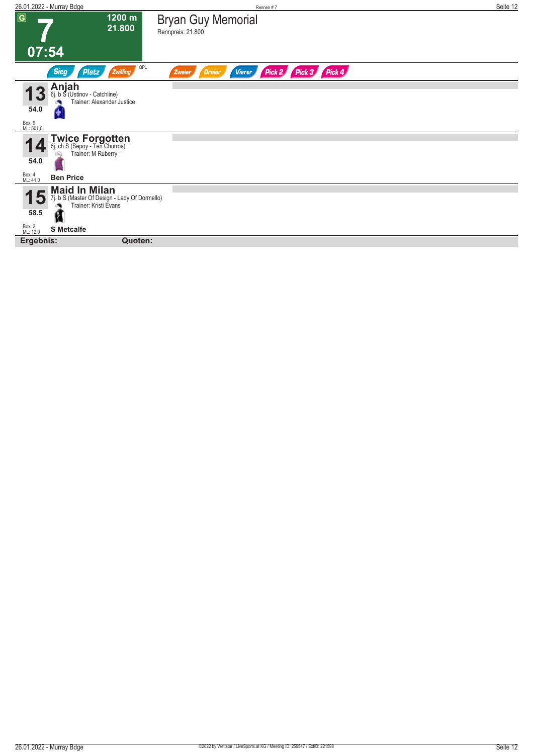**G** **7** **07:54** **1200 m** **21.800**

# Bryan Guy Memorial

Rennpreis: 21.800

Sieg | Platz | Zwilling | QPL | Zweier | Dreier | Vierer | Pick 2 | Pick 3 | Pick 4

**13** **Anjah**
6j. b S (Ustinov - Catchline)
Trainer: Alexander Justice
54.0
Box: 9
ML: 501,0

**14** **Twice Forgotten**
6j. ch S (Sepoy - Ten Churros)
Trainer: M Ruberry
54.0
Box: 4
ML: 41,0
**Ben Price**

**15** **Maid In Milan**
7j. b S (Master Of Design - Lady Of Dormello)
Trainer: Kristi Evans
58.5
Box: 2
ML: 12,0
**S Metcalfe**

**Ergebnis:** **Quoten:**